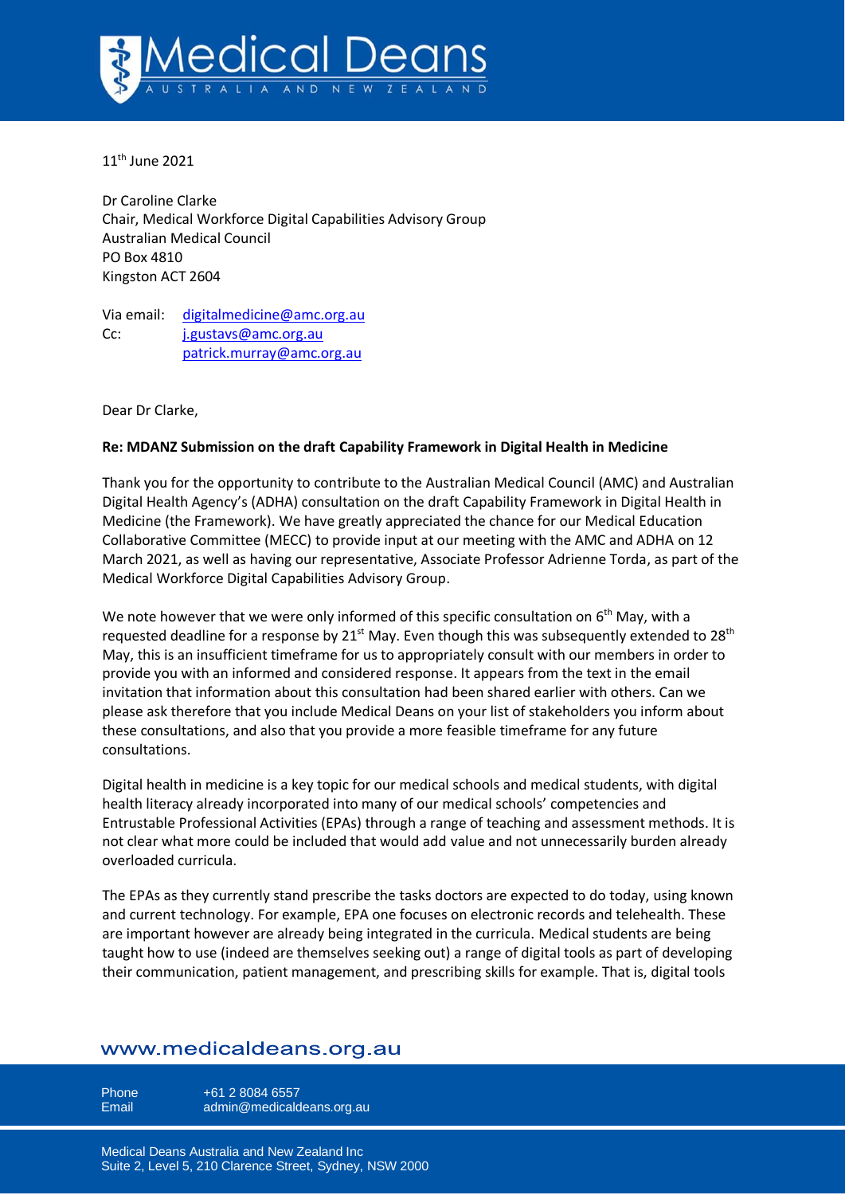11th June 2021

Dr Caroline Clarke
Chair, Medical Workforce Digital Capabilities Advisory Group
Australian Medical Council
PO Box 4810
Kingston ACT 2604

Via email: digitalmedicine@amc.org.au
Cc: j.gustavs@amc.org.au
patrick.murray@amc.org.au

Dear Dr Clarke,

**Re: MDANZ Submission on the draft Capability Framework in Digital Health in Medicine**

Thank you for the opportunity to contribute to the Australian Medical Council (AMC) and Australian Digital Health Agency's (ADHA) consultation on the draft Capability Framework in Digital Health in Medicine (the Framework). We have greatly appreciated the chance for our Medical Education Collaborative Committee (MECC) to provide input at our meeting with the AMC and ADHA on 12 March 2021, as well as having our representative, Associate Professor Adrienne Torda, as part of the Medical Workforce Digital Capabilities Advisory Group.

We note however that we were only informed of this specific consultation on 6th May, with a requested deadline for a response by 21st May. Even though this was subsequently extended to 28th May, this is an insufficient timeframe for us to appropriately consult with our members in order to provide you with an informed and considered response. It appears from the text in the email invitation that information about this consultation had been shared earlier with others. Can we please ask therefore that you include Medical Deans on your list of stakeholders you inform about these consultations, and also that you provide a more feasible timeframe for any future consultations.

Digital health in medicine is a key topic for our medical schools and medical students, with digital health literacy already incorporated into many of our medical schools' competencies and Entrustable Professional Activities (EPAs) through a range of teaching and assessment methods. It is not clear what more could be included that would add value and not unnecessarily burden already overloaded curricula.

The EPAs as they currently stand prescribe the tasks doctors are expected to do today, using known and current technology. For example, EPA one focuses on electronic records and telehealth. These are important however are already being integrated in the curricula. Medical students are being taught how to use (indeed are themselves seeking out) a range of digital tools as part of developing their communication, patient management, and prescribing skills for example. That is, digital tools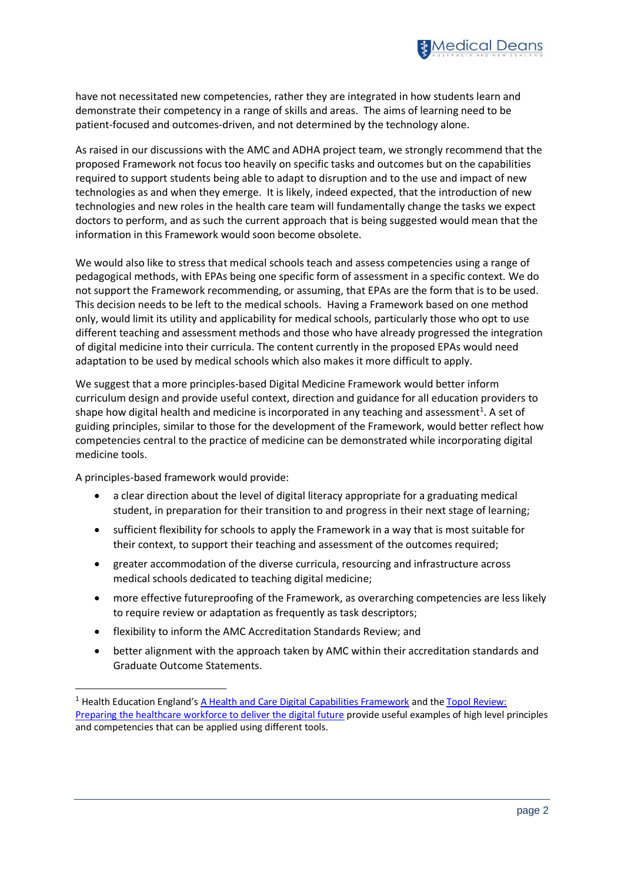have not necessitated new competencies, rather they are integrated in how students learn and demonstrate their competency in a range of skills and areas. The aims of learning need to be patient-focused and outcomes-driven, and not determined by the technology alone.

As raised in our discussions with the AMC and ADHA project team, we strongly recommend that the proposed Framework not focus too heavily on specific tasks and outcomes but on the capabilities required to support students being able to adapt to disruption and to the use and impact of new technologies as and when they emerge. It is likely, indeed expected, that the introduction of new technologies and new roles in the health care team will fundamentally change the tasks we expect doctors to perform, and as such the current approach that is being suggested would mean that the information in this Framework would soon become obsolete.

We would also like to stress that medical schools teach and assess competencies using a range of pedagogical methods, with EPAs being one specific form of assessment in a specific context. We do not support the Framework recommending, or assuming, that EPAs are the form that is to be used. This decision needs to be left to the medical schools. Having a Framework based on one method only, would limit its utility and applicability for medical schools, particularly those who opt to use different teaching and assessment methods and those who have already progressed the integration of digital medicine into their curricula. The content currently in the proposed EPAs would need adaptation to be used by medical schools which also makes it more difficult to apply.

We suggest that a more principles-based Digital Medicine Framework would better inform curriculum design and provide useful context, direction and guidance for all education providers to shape how digital health and medicine is incorporated in any teaching and assessment[1]. A set of guiding principles, similar to those for the development of the Framework, would better reflect how competencies central to the practice of medicine can be demonstrated while incorporating digital medicine tools.

A principles-based framework would provide:

- a clear direction about the level of digital literacy appropriate for a graduating medical student, in preparation for their transition to and progress in their next stage of learning;
- sufficient flexibility for schools to apply the Framework in a way that is most suitable for their context, to support their teaching and assessment of the outcomes required;
- greater accommodation of the diverse curricula, resourcing and infrastructure across medical schools dedicated to teaching digital medicine;
- more effective futureproofing of the Framework, as overarching competencies are less likely to require review or adaptation as frequently as task descriptors;
- flexibility to inform the AMC Accreditation Standards Review; and
- better alignment with the approach taken by AMC within their accreditation standards and Graduate Outcome Statements.

---

[1] Health Education England's A Health and Care Digital Capabilities Framework and the Topol Review: Preparing the healthcare workforce to deliver the digital future provide useful examples of high level principles and competencies that can be applied using different tools.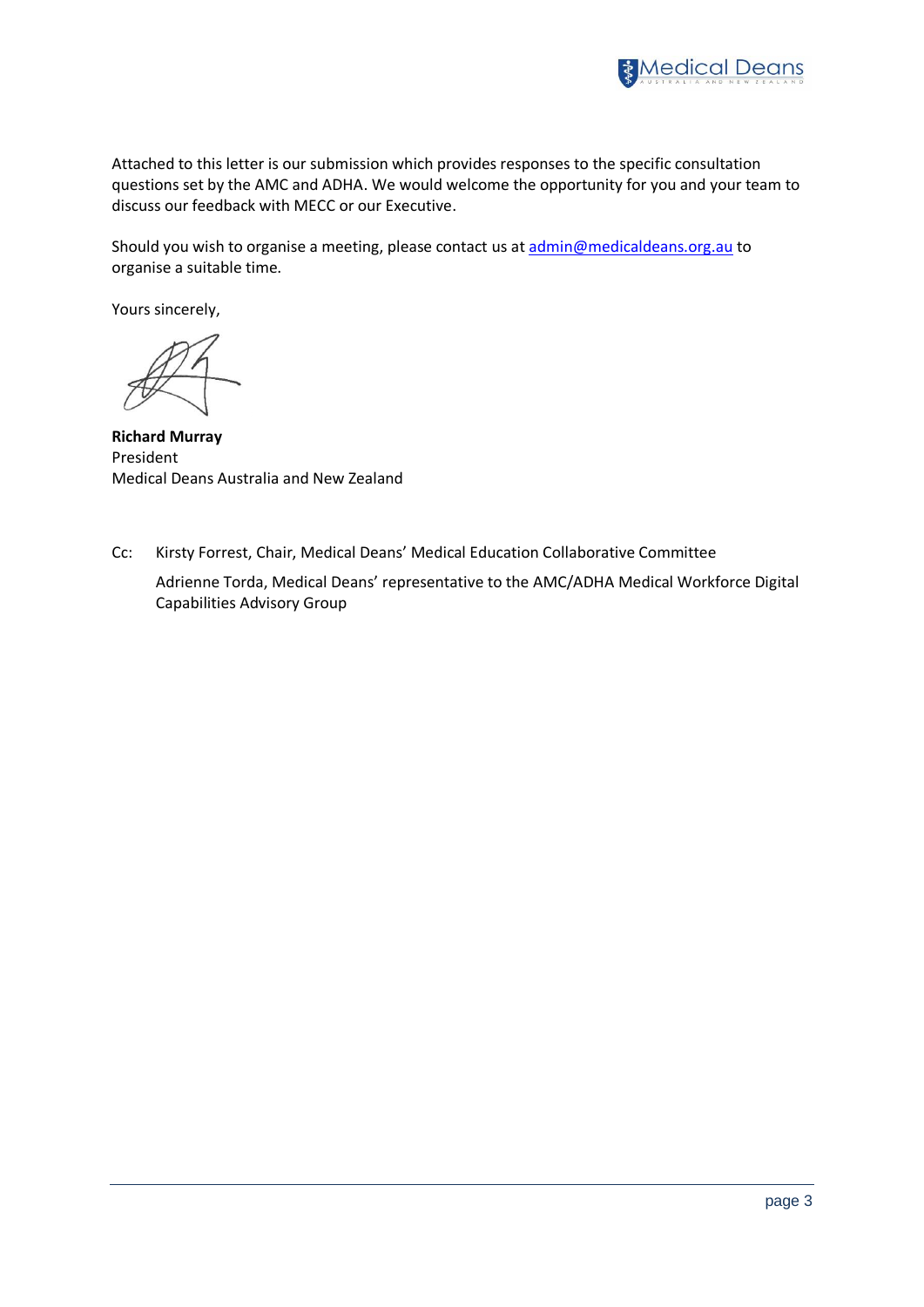Attached to this letter is our submission which provides responses to the specific consultation questions set by the AMC and ADHA. We would welcome the opportunity for you and your team to discuss our feedback with MECC or our Executive.

Should you wish to organise a meeting, please contact us at admin@medicaldeans.org.au to organise a suitable time.

Yours sincerely,

**Richard Murray**
President
Medical Deans Australia and New Zealand

Cc: Kirsty Forrest, Chair, Medical Deans' Medical Education Collaborative Committee

Adrienne Torda, Medical Deans' representative to the AMC/ADHA Medical Workforce Digital Capabilities Advisory Group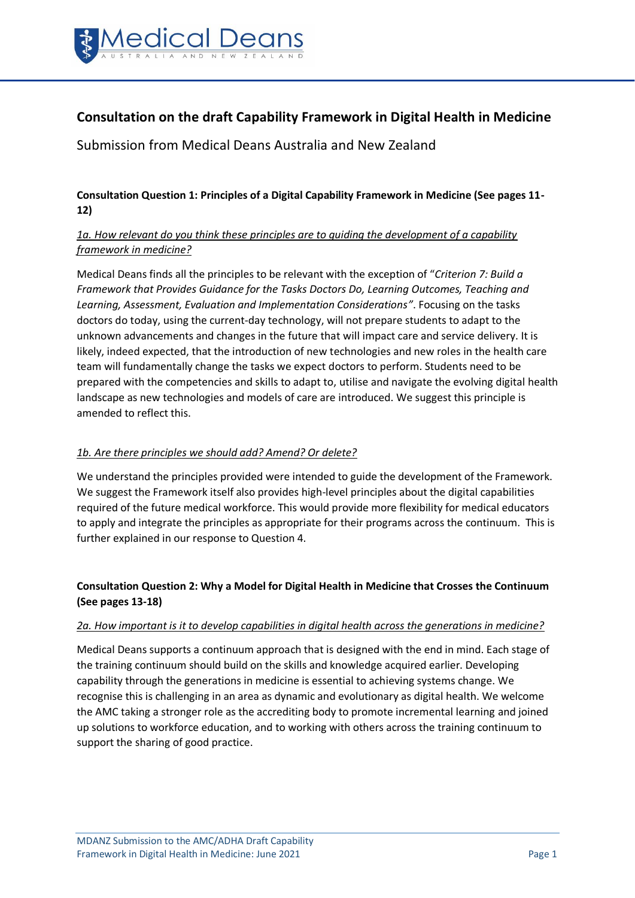# Consultation on the draft Capability Framework in Digital Health in Medicine

Submission from Medical Deans Australia and New Zealand

## Consultation Question 1: Principles of a Digital Capability Framework in Medicine (See pages 11-12)

### *1a. How relevant do you think these principles are to guiding the development of a capability framework in medicine?*

Medical Deans finds all the principles to be relevant with the exception of "*Criterion 7: Build a Framework that Provides Guidance for the Tasks Doctors Do, Learning Outcomes, Teaching and Learning, Assessment, Evaluation and Implementation Considerations"*. Focusing on the tasks doctors do today, using the current-day technology, will not prepare students to adapt to the unknown advancements and changes in the future that will impact care and service delivery. It is likely, indeed expected, that the introduction of new technologies and new roles in the health care team will fundamentally change the tasks we expect doctors to perform. Students need to be prepared with the competencies and skills to adapt to, utilise and navigate the evolving digital health landscape as new technologies and models of care are introduced. We suggest this principle is amended to reflect this.

### *1b. Are there principles we should add? Amend? Or delete?*

We understand the principles provided were intended to guide the development of the Framework. We suggest the Framework itself also provides high-level principles about the digital capabilities required of the future medical workforce. This would provide more flexibility for medical educators to apply and integrate the principles as appropriate for their programs across the continuum. This is further explained in our response to Question 4.

## Consultation Question 2: Why a Model for Digital Health in Medicine that Crosses the Continuum (See pages 13-18)

### *2a. How important is it to develop capabilities in digital health across the generations in medicine?*

Medical Deans supports a continuum approach that is designed with the end in mind. Each stage of the training continuum should build on the skills and knowledge acquired earlier. Developing capability through the generations in medicine is essential to achieving systems change. We recognise this is challenging in an area as dynamic and evolutionary as digital health. We welcome the AMC taking a stronger role as the accrediting body to promote incremental learning and joined up solutions to workforce education, and to working with others across the training continuum to support the sharing of good practice.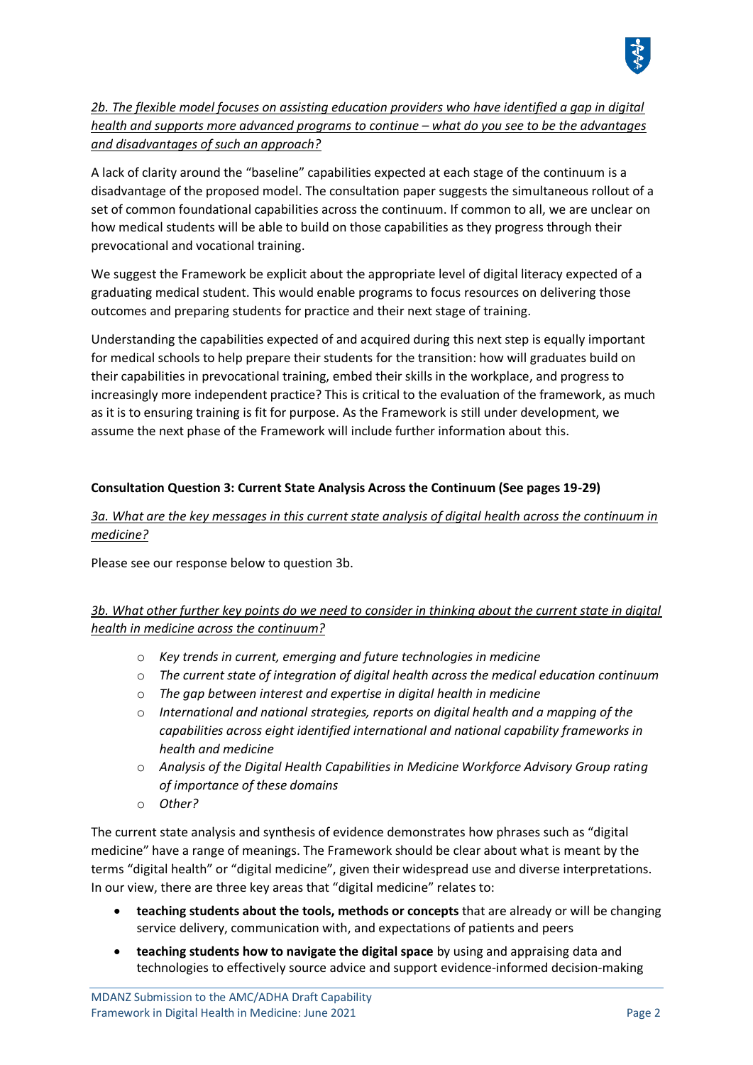*2b. The flexible model focuses on assisting education providers who have identified a gap in digital health and supports more advanced programs to continue – what do you see to be the advantages and disadvantages of such an approach?*

A lack of clarity around the "baseline" capabilities expected at each stage of the continuum is a disadvantage of the proposed model. The consultation paper suggests the simultaneous rollout of a set of common foundational capabilities across the continuum. If common to all, we are unclear on how medical students will be able to build on those capabilities as they progress through their prevocational and vocational training.

We suggest the Framework be explicit about the appropriate level of digital literacy expected of a graduating medical student. This would enable programs to focus resources on delivering those outcomes and preparing students for practice and their next stage of training.

Understanding the capabilities expected of and acquired during this next step is equally important for medical schools to help prepare their students for the transition: how will graduates build on their capabilities in prevocational training, embed their skills in the workplace, and progress to increasingly more independent practice? This is critical to the evaluation of the framework, as much as it is to ensuring training is fit for purpose. As the Framework is still under development, we assume the next phase of the Framework will include further information about this.

**Consultation Question 3: Current State Analysis Across the Continuum (See pages 19-29)**

*3a. What are the key messages in this current state analysis of digital health across the continuum in medicine?*

Please see our response below to question 3b.

*3b. What other further key points do we need to consider in thinking about the current state in digital health in medicine across the continuum?*

- *Key trends in current, emerging and future technologies in medicine*
- *The current state of integration of digital health across the medical education continuum*
- *The gap between interest and expertise in digital health in medicine*
- *International and national strategies, reports on digital health and a mapping of the capabilities across eight identified international and national capability frameworks in health and medicine*
- *Analysis of the Digital Health Capabilities in Medicine Workforce Advisory Group rating of importance of these domains*
- *Other?*

The current state analysis and synthesis of evidence demonstrates how phrases such as "digital medicine" have a range of meanings. The Framework should be clear about what is meant by the terms "digital health" or "digital medicine", given their widespread use and diverse interpretations. In our view, there are three key areas that "digital medicine" relates to:

- **teaching students about the tools, methods or concepts** that are already or will be changing service delivery, communication with, and expectations of patients and peers
- **teaching students how to navigate the digital space** by using and appraising data and technologies to effectively source advice and support evidence-informed decision-making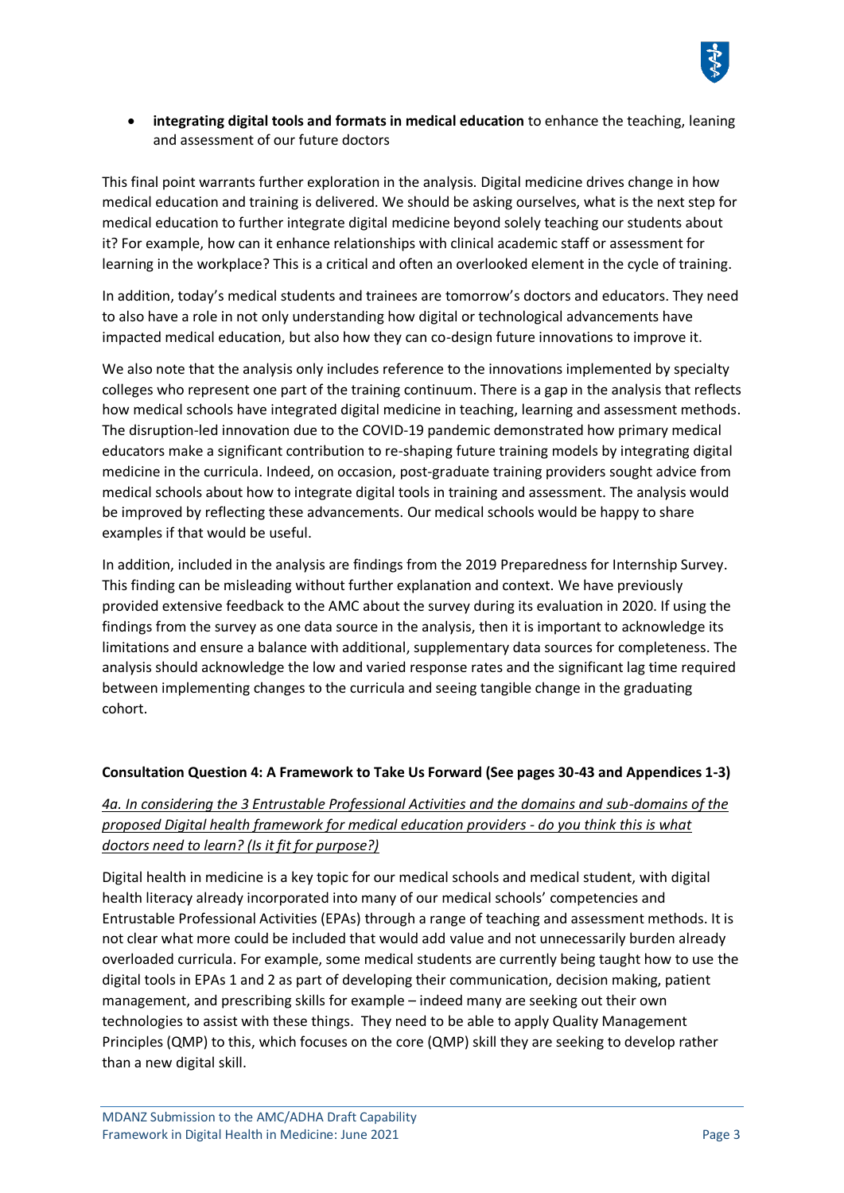- **integrating digital tools and formats in medical education** to enhance the teaching, leaning and assessment of our future doctors

This final point warrants further exploration in the analysis. Digital medicine drives change in how medical education and training is delivered. We should be asking ourselves, what is the next step for medical education to further integrate digital medicine beyond solely teaching our students about it? For example, how can it enhance relationships with clinical academic staff or assessment for learning in the workplace? This is a critical and often an overlooked element in the cycle of training.

In addition, today's medical students and trainees are tomorrow's doctors and educators. They need to also have a role in not only understanding how digital or technological advancements have impacted medical education, but also how they can co-design future innovations to improve it.

We also note that the analysis only includes reference to the innovations implemented by specialty colleges who represent one part of the training continuum. There is a gap in the analysis that reflects how medical schools have integrated digital medicine in teaching, learning and assessment methods. The disruption-led innovation due to the COVID-19 pandemic demonstrated how primary medical educators make a significant contribution to re-shaping future training models by integrating digital medicine in the curricula. Indeed, on occasion, post-graduate training providers sought advice from medical schools about how to integrate digital tools in training and assessment. The analysis would be improved by reflecting these advancements. Our medical schools would be happy to share examples if that would be useful.

In addition, included in the analysis are findings from the 2019 Preparedness for Internship Survey. This finding can be misleading without further explanation and context. We have previously provided extensive feedback to the AMC about the survey during its evaluation in 2020. If using the findings from the survey as one data source in the analysis, then it is important to acknowledge its limitations and ensure a balance with additional, supplementary data sources for completeness. The analysis should acknowledge the low and varied response rates and the significant lag time required between implementing changes to the curricula and seeing tangible change in the graduating cohort.

**Consultation Question 4: A Framework to Take Us Forward (See pages 30-43 and Appendices 1-3)**

*4a. In considering the 3 Entrustable Professional Activities and the domains and sub-domains of the proposed Digital health framework for medical education providers - do you think this is what doctors need to learn? (Is it fit for purpose?)*

Digital health in medicine is a key topic for our medical schools and medical student, with digital health literacy already incorporated into many of our medical schools' competencies and Entrustable Professional Activities (EPAs) through a range of teaching and assessment methods. It is not clear what more could be included that would add value and not unnecessarily burden already overloaded curricula. For example, some medical students are currently being taught how to use the digital tools in EPAs 1 and 2 as part of developing their communication, decision making, patient management, and prescribing skills for example – indeed many are seeking out their own technologies to assist with these things. They need to be able to apply Quality Management Principles (QMP) to this, which focuses on the core (QMP) skill they are seeking to develop rather than a new digital skill.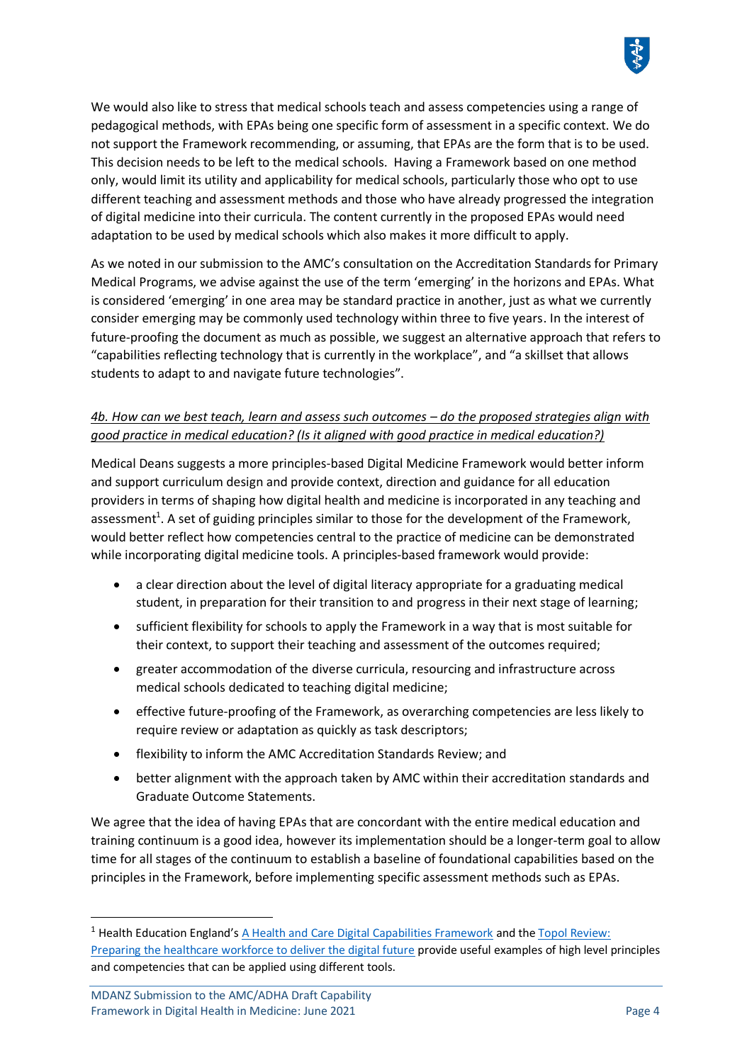We would also like to stress that medical schools teach and assess competencies using a range of pedagogical methods, with EPAs being one specific form of assessment in a specific context. We do not support the Framework recommending, or assuming, that EPAs are the form that is to be used. This decision needs to be left to the medical schools. Having a Framework based on one method only, would limit its utility and applicability for medical schools, particularly those who opt to use different teaching and assessment methods and those who have already progressed the integration of digital medicine into their curricula. The content currently in the proposed EPAs would need adaptation to be used by medical schools which also makes it more difficult to apply.

As we noted in our submission to the AMC's consultation on the Accreditation Standards for Primary Medical Programs, we advise against the use of the term 'emerging' in the horizons and EPAs. What is considered 'emerging' in one area may be standard practice in another, just as what we currently consider emerging may be commonly used technology within three to five years. In the interest of future-proofing the document as much as possible, we suggest an alternative approach that refers to "capabilities reflecting technology that is currently in the workplace", and "a skillset that allows students to adapt to and navigate future technologies".

*4b. How can we best teach, learn and assess such outcomes – do the proposed strategies align with good practice in medical education? (Is it aligned with good practice in medical education?)*

Medical Deans suggests a more principles-based Digital Medicine Framework would better inform and support curriculum design and provide context, direction and guidance for all education providers in terms of shaping how digital health and medicine is incorporated in any teaching and assessment[1]. A set of guiding principles similar to those for the development of the Framework, would better reflect how competencies central to the practice of medicine can be demonstrated while incorporating digital medicine tools. A principles-based framework would provide:

- a clear direction about the level of digital literacy appropriate for a graduating medical student, in preparation for their transition to and progress in their next stage of learning;
- sufficient flexibility for schools to apply the Framework in a way that is most suitable for their context, to support their teaching and assessment of the outcomes required;
- greater accommodation of the diverse curricula, resourcing and infrastructure across medical schools dedicated to teaching digital medicine;
- effective future-proofing of the Framework, as overarching competencies are less likely to require review or adaptation as quickly as task descriptors;
- flexibility to inform the AMC Accreditation Standards Review; and
- better alignment with the approach taken by AMC within their accreditation standards and Graduate Outcome Statements.

We agree that the idea of having EPAs that are concordant with the entire medical education and training continuum is a good idea, however its implementation should be a longer-term goal to allow time for all stages of the continuum to establish a baseline of foundational capabilities based on the principles in the Framework, before implementing specific assessment methods such as EPAs.

---

[1] Health Education England's A Health and Care Digital Capabilities Framework and the Topol Review: Preparing the healthcare workforce to deliver the digital future provide useful examples of high level principles and competencies that can be applied using different tools.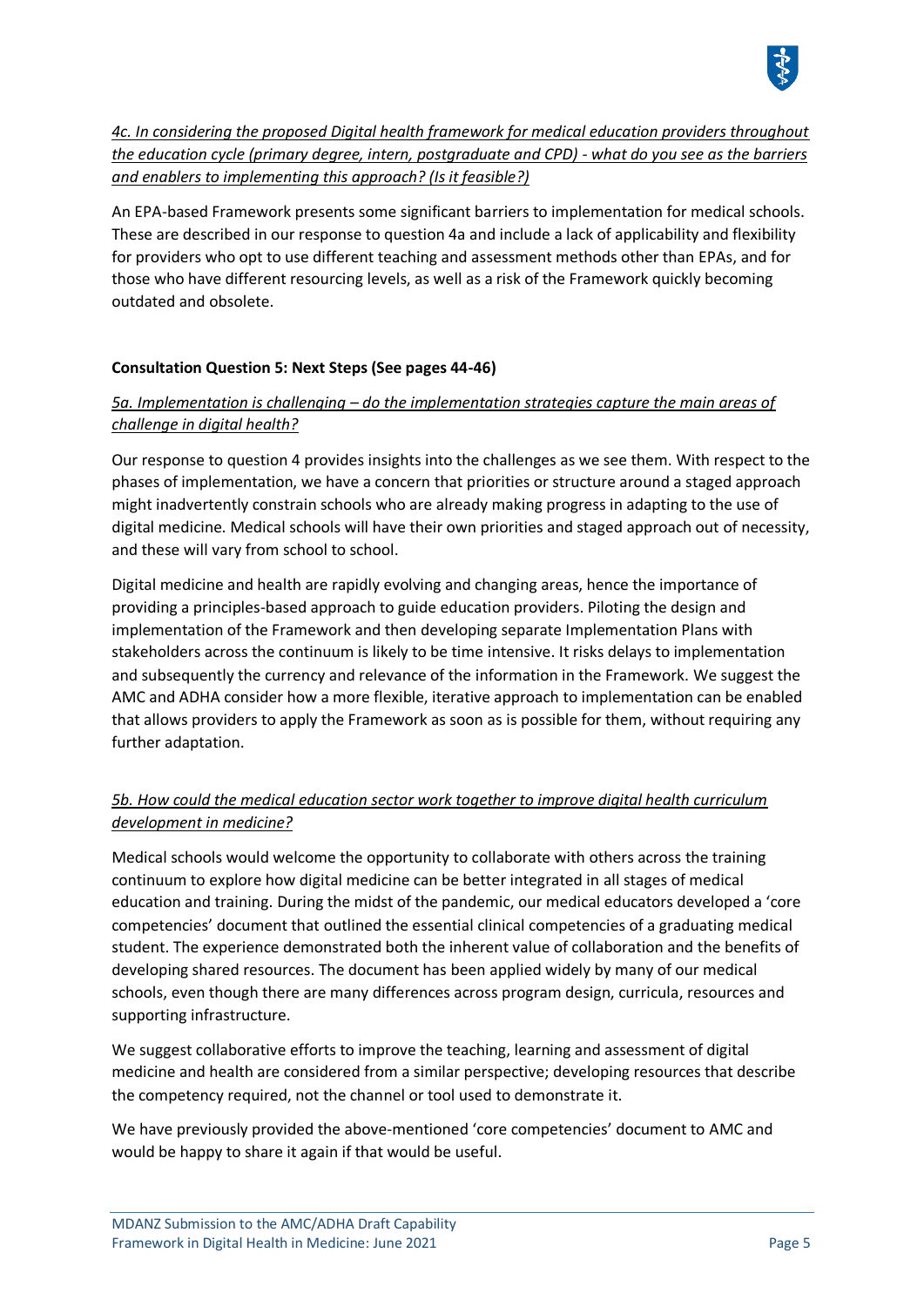*4c. In considering the proposed Digital health framework for medical education providers throughout the education cycle (primary degree, intern, postgraduate and CPD) - what do you see as the barriers and enablers to implementing this approach? (Is it feasible?)*

An EPA-based Framework presents some significant barriers to implementation for medical schools. These are described in our response to question 4a and include a lack of applicability and flexibility for providers who opt to use different teaching and assessment methods other than EPAs, and for those who have different resourcing levels, as well as a risk of the Framework quickly becoming outdated and obsolete.

**Consultation Question 5: Next Steps (See pages 44-46)**

*5a. Implementation is challenging – do the implementation strategies capture the main areas of challenge in digital health?*

Our response to question 4 provides insights into the challenges as we see them. With respect to the phases of implementation, we have a concern that priorities or structure around a staged approach might inadvertently constrain schools who are already making progress in adapting to the use of digital medicine. Medical schools will have their own priorities and staged approach out of necessity, and these will vary from school to school.

Digital medicine and health are rapidly evolving and changing areas, hence the importance of providing a principles-based approach to guide education providers. Piloting the design and implementation of the Framework and then developing separate Implementation Plans with stakeholders across the continuum is likely to be time intensive. It risks delays to implementation and subsequently the currency and relevance of the information in the Framework. We suggest the AMC and ADHA consider how a more flexible, iterative approach to implementation can be enabled that allows providers to apply the Framework as soon as is possible for them, without requiring any further adaptation.

*5b. How could the medical education sector work together to improve digital health curriculum development in medicine?*

Medical schools would welcome the opportunity to collaborate with others across the training continuum to explore how digital medicine can be better integrated in all stages of medical education and training. During the midst of the pandemic, our medical educators developed a 'core competencies' document that outlined the essential clinical competencies of a graduating medical student. The experience demonstrated both the inherent value of collaboration and the benefits of developing shared resources. The document has been applied widely by many of our medical schools, even though there are many differences across program design, curricula, resources and supporting infrastructure.

We suggest collaborative efforts to improve the teaching, learning and assessment of digital medicine and health are considered from a similar perspective; developing resources that describe the competency required, not the channel or tool used to demonstrate it.

We have previously provided the above-mentioned 'core competencies' document to AMC and would be happy to share it again if that would be useful.